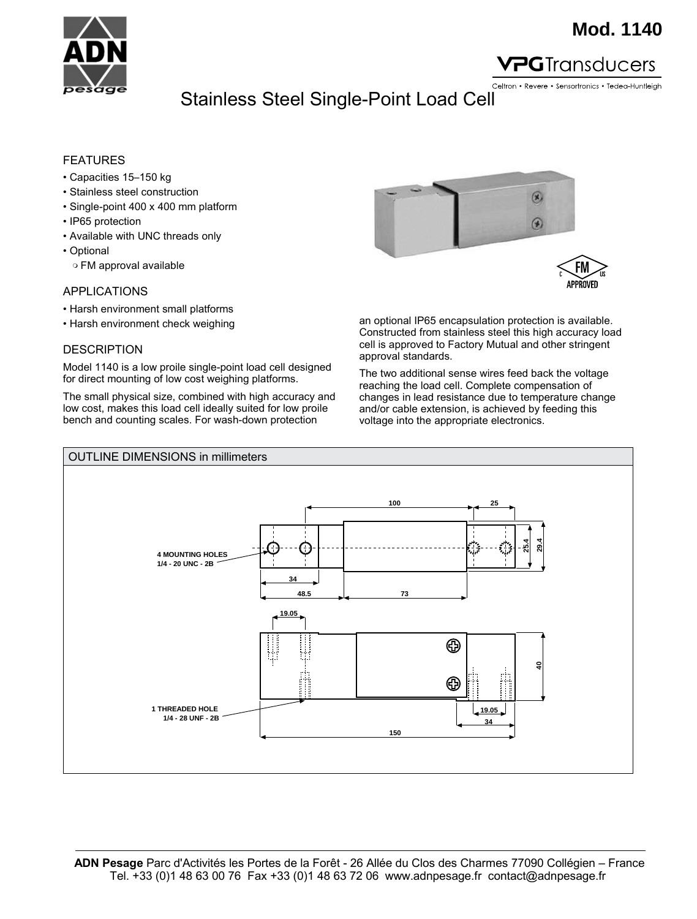# Mod. 1140

VPG Transducers

Celtron • Revere • Sensortronics • Tedea-Huntleigh

## Stainless Steel Single-Point Load Cell

### FEATURES

- Capacities 15–150 kg
- Stainless steel construction
- Single-point 400 x 400 mm platform
- IP65 protection
- Available with UNC threads only
- Optional
  - ❍ FM approval available

### APPLICATIONS

- Harsh environment small platforms
- Harsh environment check weighing

### DESCRIPTION

Model 1140 is a low proile single-point load cell designed for direct mounting of low cost weighing platforms.

The small physical size, combined with high accuracy and low cost, makes this load cell ideally suited for low proile bench and counting scales. For wash-down protection an optional IP65 encapsulation protection is available. Constructed from stainless steel this high accuracy load cell is approved to Factory Mutual and other stringent approval standards.

The two additional sense wires feed back the voltage reaching the load cell. Complete compensation of changes in lead resistance due to temperature change and/or cable extension, is achieved by feeding this voltage into the appropriate electronics.

FM APPROVED

### OUTLINE DIMENSIONS in millimeters

4 MOUNTING HOLES 1/4 - 20 UNC - 2B

1 THREADED HOLE 1/4 - 28 UNF - 2B

100 · 25 · 25.4 · 29.4 · 34 · 48.5 · 73 · 19.05 · 40 · 19.05 · 34 · 150

**ADN Pesage** Parc d'Activités les Portes de la Forêt - 26 Allée du Clos des Charmes 77090 Collégien – France
Tel. +33 (0)1 48 63 00 76 Fax +33 (0)1 48 63 72 06 www.adnpesage.fr contact@adnpesage.fr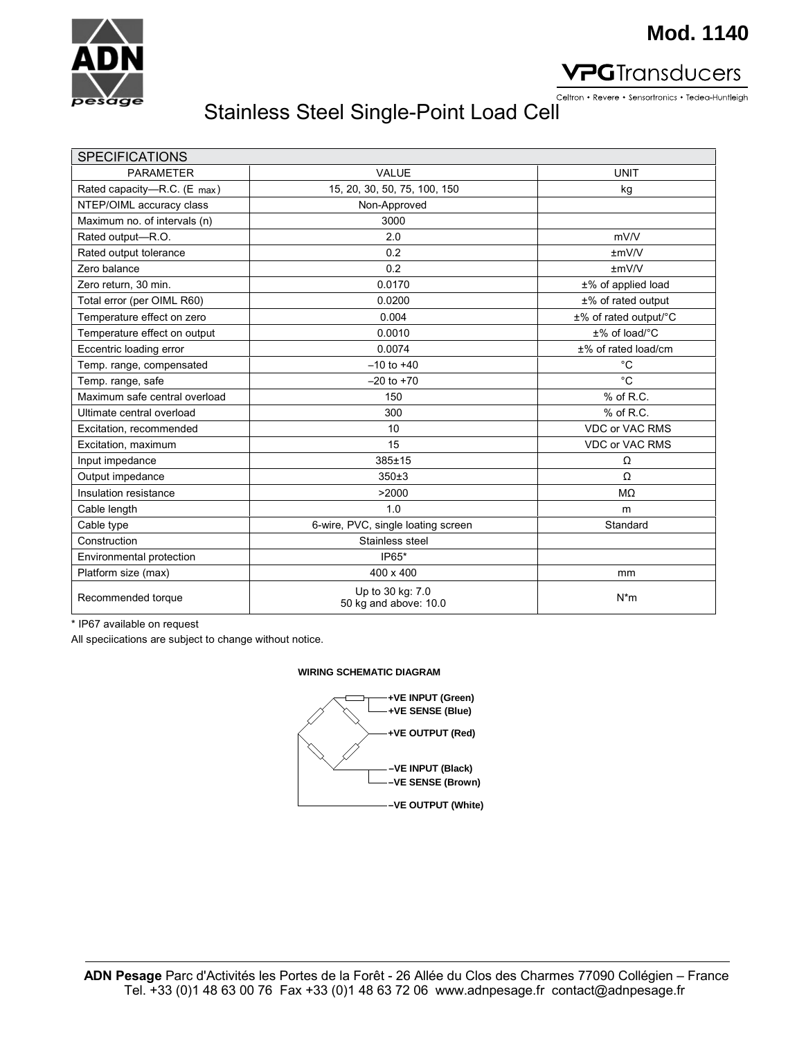# Mod. 1140

VPG Transducers

Celtron • Revere • Sensortronics • Tedea-Huntleigh

ADN pesage

## Stainless Steel Single-Point Load Cell

| SPECIFICATIONS | | |
|---|---|---|
| PARAMETER | VALUE | UNIT |
| Rated capacity—R.C. (E max) | 15, 20, 30, 50, 75, 100, 150 | kg |
| NTEP/OIML accuracy class | Non-Approved | |
| Maximum no. of intervals (n) | 3000 | |
| Rated output—R.O. | 2.0 | mV/V |
| Rated output tolerance | 0.2 | ±mV/V |
| Zero balance | 0.2 | ±mV/V |
| Zero return, 30 min. | 0.0170 | ±% of applied load |
| Total error (per OIML R60) | 0.0200 | ±% of rated output |
| Temperature effect on zero | 0.004 | ±% of rated output/°C |
| Temperature effect on output | 0.0010 | ±% of load/°C |
| Eccentric loading error | 0.0074 | ±% of rated load/cm |
| Temp. range, compensated | –10 to +40 | °C |
| Temp. range, safe | –20 to +70 | °C |
| Maximum safe central overload | 150 | % of R.C. |
| Ultimate central overload | 300 | % of R.C. |
| Excitation, recommended | 10 | VDC or VAC RMS |
| Excitation, maximum | 15 | VDC or VAC RMS |
| Input impedance | 385±15 | Ω |
| Output impedance | 350±3 | Ω |
| Insulation resistance | >2000 | MΩ |
| Cable length | 1.0 | m |
| Cable type | 6-wire, PVC, single loating screen | Standard |
| Construction | Stainless steel | |
| Environmental protection | IP65* | |
| Platform size (max) | 400 x 400 | mm |
| Recommended torque | Up to 30 kg: 7.0<br>50 kg and above: 10.0 | N*m |

\* IP67 available on request

All speciications are subject to change without notice.

**WIRING SCHEMATIC DIAGRAM**

**+VE INPUT (Green)**
**+VE SENSE (Blue)**
**+VE OUTPUT (Red)**
**–VE INPUT (Black)**
**–VE SENSE (Brown)**
**–VE OUTPUT (White)**

**ADN Pesage** Parc d'Activités les Portes de la Forêt - 26 Allée du Clos des Charmes 77090 Collégien – France
Tel. +33 (0)1 48 63 00 76 Fax +33 (0)1 48 63 72 06 www.adnpesage.fr contact@adnpesage.fr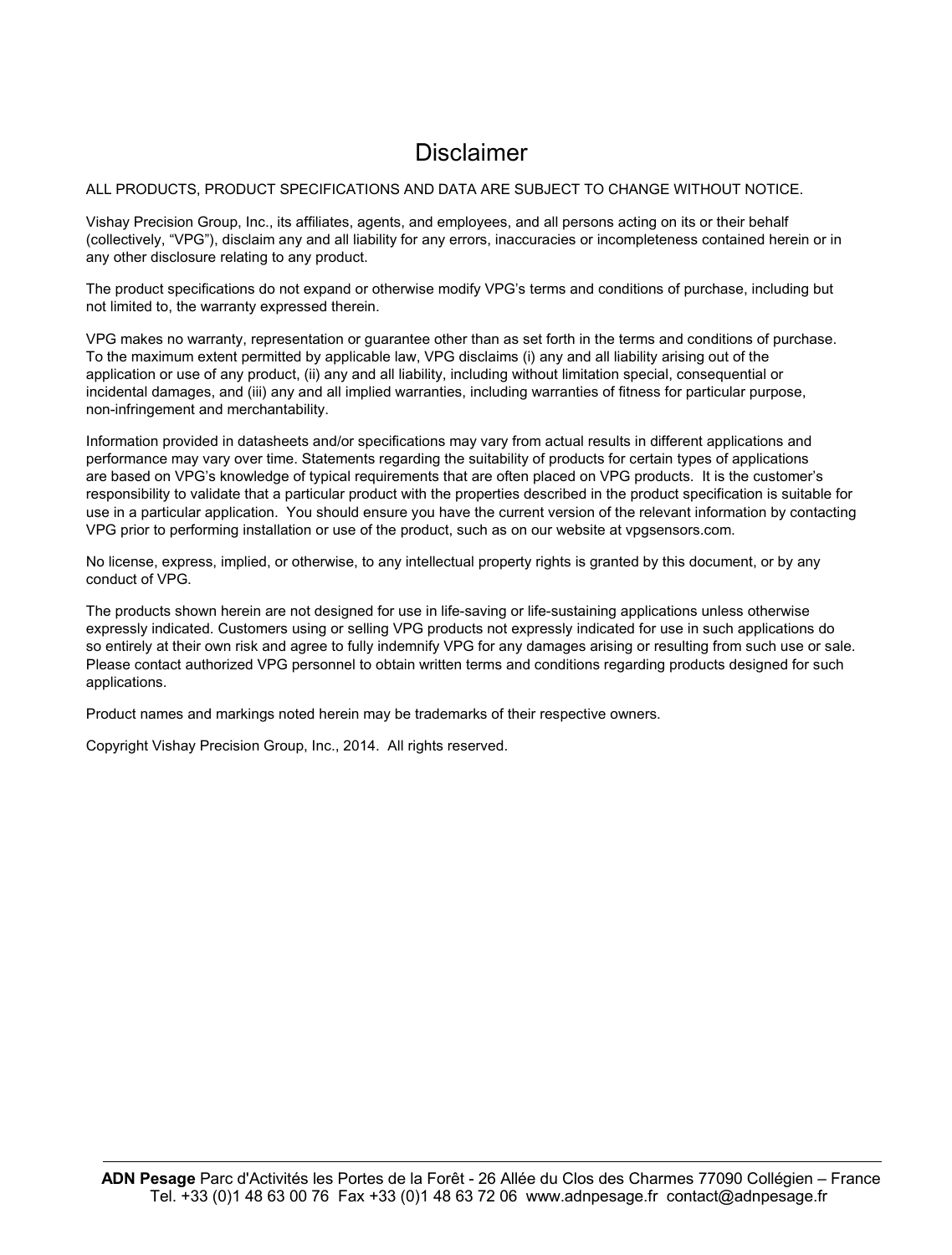# Disclaimer

ALL PRODUCTS, PRODUCT SPECIFICATIONS AND DATA ARE SUBJECT TO CHANGE WITHOUT NOTICE.

Vishay Precision Group, Inc., its affiliates, agents, and employees, and all persons acting on its or their behalf (collectively, “VPG”), disclaim any and all liability for any errors, inaccuracies or incompleteness contained herein or in any other disclosure relating to any product.

The product specifications do not expand or otherwise modify VPG’s terms and conditions of purchase, including but not limited to, the warranty expressed therein.

VPG makes no warranty, representation or guarantee other than as set forth in the terms and conditions of purchase. To the maximum extent permitted by applicable law, VPG disclaims (i) any and all liability arising out of the application or use of any product, (ii) any and all liability, including without limitation special, consequential or incidental damages, and (iii) any and all implied warranties, including warranties of fitness for particular purpose, non-infringement and merchantability.

Information provided in datasheets and/or specifications may vary from actual results in different applications and performance may vary over time. Statements regarding the suitability of products for certain types of applications are based on VPG’s knowledge of typical requirements that are often placed on VPG products. It is the customer’s responsibility to validate that a particular product with the properties described in the product specification is suitable for use in a particular application. You should ensure you have the current version of the relevant information by contacting VPG prior to performing installation or use of the product, such as on our website at vpgsensors.com.

No license, express, implied, or otherwise, to any intellectual property rights is granted by this document, or by any conduct of VPG.

The products shown herein are not designed for use in life-saving or life-sustaining applications unless otherwise expressly indicated. Customers using or selling VPG products not expressly indicated for use in such applications do so entirely at their own risk and agree to fully indemnify VPG for any damages arising or resulting from such use or sale. Please contact authorized VPG personnel to obtain written terms and conditions regarding products designed for such applications.

Product names and markings noted herein may be trademarks of their respective owners.

Copyright Vishay Precision Group, Inc., 2014. All rights reserved.